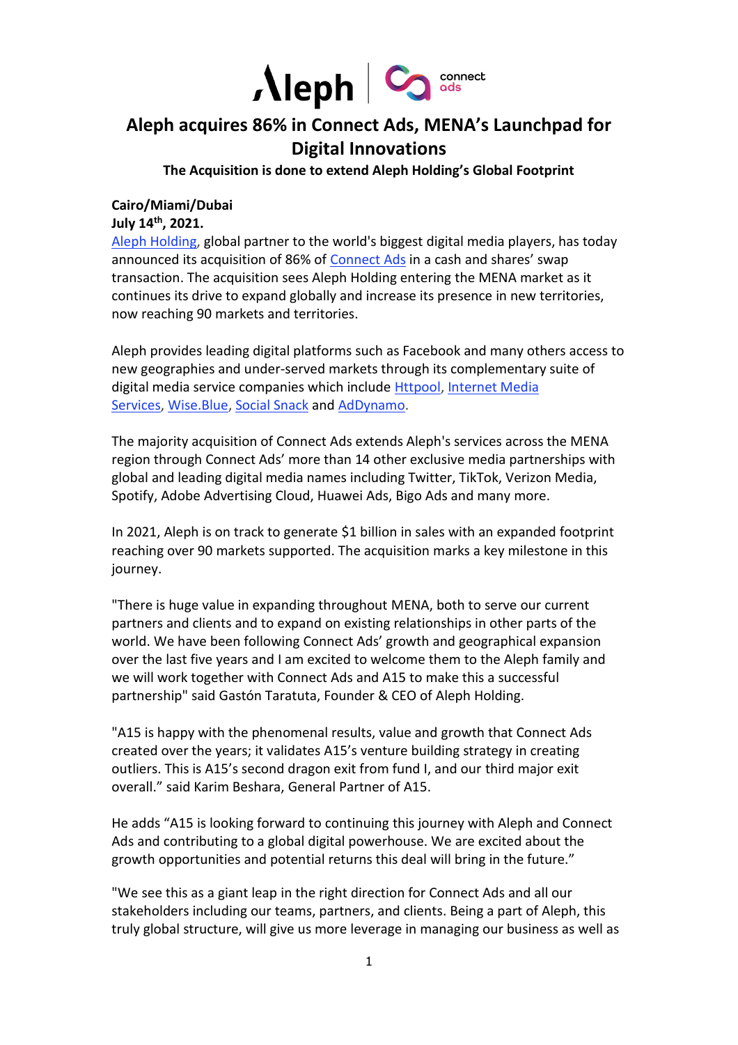# Aleph acquires 86% in Connect Ads, MENA's Launchpad for Digital Innovations

**The Acquisition is done to extend Aleph Holding's Global Footprint**

**Cairo/Miami/Dubai**
**July 14th, 2021.**

Aleph Holding, global partner to the world's biggest digital media players, has today announced its acquisition of 86% of Connect Ads in a cash and shares' swap transaction. The acquisition sees Aleph Holding entering the MENA market as it continues its drive to expand globally and increase its presence in new territories, now reaching 90 markets and territories.

Aleph provides leading digital platforms such as Facebook and many others access to new geographies and under-served markets through its complementary suite of digital media service companies which include Httpool, Internet Media Services, Wise.Blue, Social Snack and AdDynamo.

The majority acquisition of Connect Ads extends Aleph's services across the MENA region through Connect Ads' more than 14 other exclusive media partnerships with global and leading digital media names including Twitter, TikTok, Verizon Media, Spotify, Adobe Advertising Cloud, Huawei Ads, Bigo Ads and many more.

In 2021, Aleph is on track to generate $1 billion in sales with an expanded footprint reaching over 90 markets supported. The acquisition marks a key milestone in this journey.

"There is huge value in expanding throughout MENA, both to serve our current partners and clients and to expand on existing relationships in other parts of the world. We have been following Connect Ads' growth and geographical expansion over the last five years and I am excited to welcome them to the Aleph family and we will work together with Connect Ads and A15 to make this a successful partnership" said Gastón Taratuta, Founder & CEO of Aleph Holding.

"A15 is happy with the phenomenal results, value and growth that Connect Ads created over the years; it validates A15's venture building strategy in creating outliers. This is A15's second dragon exit from fund I, and our third major exit overall." said Karim Beshara, General Partner of A15.

He adds "A15 is looking forward to continuing this journey with Aleph and Connect Ads and contributing to a global digital powerhouse. We are excited about the growth opportunities and potential returns this deal will bring in the future."

"We see this as a giant leap in the right direction for Connect Ads and all our stakeholders including our teams, partners, and clients. Being a part of Aleph, this truly global structure, will give us more leverage in managing our business as well as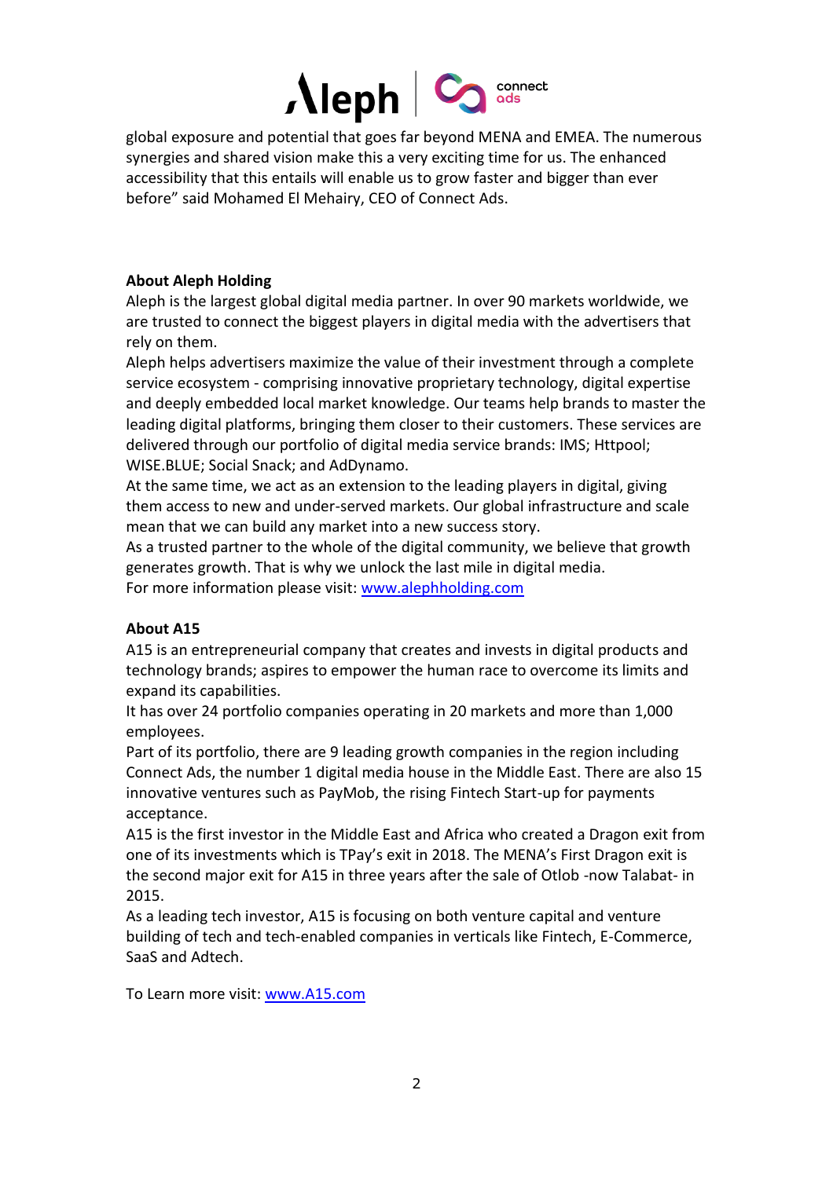global exposure and potential that goes far beyond MENA and EMEA. The numerous synergies and shared vision make this a very exciting time for us. The enhanced accessibility that this entails will enable us to grow faster and bigger than ever before" said Mohamed El Mehairy, CEO of Connect Ads.

**About Aleph Holding**

Aleph is the largest global digital media partner. In over 90 markets worldwide, we are trusted to connect the biggest players in digital media with the advertisers that rely on them.

Aleph helps advertisers maximize the value of their investment through a complete service ecosystem - comprising innovative proprietary technology, digital expertise and deeply embedded local market knowledge. Our teams help brands to master the leading digital platforms, bringing them closer to their customers. These services are delivered through our portfolio of digital media service brands: IMS; Httpool; WISE.BLUE; Social Snack; and AdDynamo.

At the same time, we act as an extension to the leading players in digital, giving them access to new and under-served markets. Our global infrastructure and scale mean that we can build any market into a new success story.

As a trusted partner to the whole of the digital community, we believe that growth generates growth. That is why we unlock the last mile in digital media.

For more information please visit: [www.alephholding.com](http://www.alephholding.com)

**About A15**

A15 is an entrepreneurial company that creates and invests in digital products and technology brands; aspires to empower the human race to overcome its limits and expand its capabilities.

It has over 24 portfolio companies operating in 20 markets and more than 1,000 employees.

Part of its portfolio, there are 9 leading growth companies in the region including Connect Ads, the number 1 digital media house in the Middle East. There are also 15 innovative ventures such as PayMob, the rising Fintech Start-up for payments acceptance.

A15 is the first investor in the Middle East and Africa who created a Dragon exit from one of its investments which is TPay's exit in 2018. The MENA's First Dragon exit is the second major exit for A15 in three years after the sale of Otlob -now Talabat- in 2015.

As a leading tech investor, A15 is focusing on both venture capital and venture building of tech and tech-enabled companies in verticals like Fintech, E-Commerce, SaaS and Adtech.

To Learn more visit: [www.A15.com](http://www.A15.com)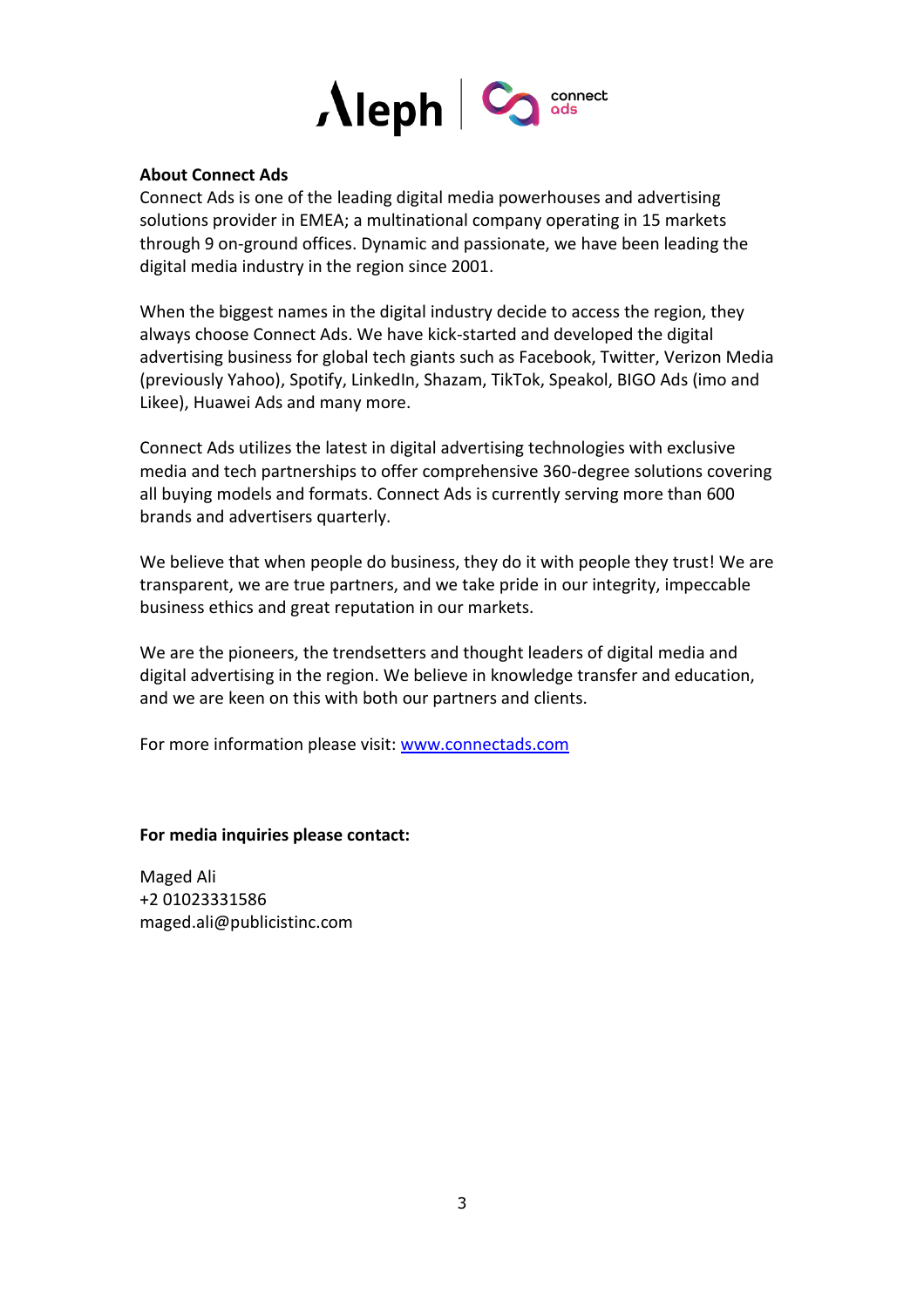**About Connect Ads**

Connect Ads is one of the leading digital media powerhouses and advertising solutions provider in EMEA; a multinational company operating in 15 markets through 9 on-ground offices. Dynamic and passionate, we have been leading the digital media industry in the region since 2001.

When the biggest names in the digital industry decide to access the region, they always choose Connect Ads. We have kick-started and developed the digital advertising business for global tech giants such as Facebook, Twitter, Verizon Media (previously Yahoo), Spotify, LinkedIn, Shazam, TikTok, Speakol, BIGO Ads (imo and Likee), Huawei Ads and many more.

Connect Ads utilizes the latest in digital advertising technologies with exclusive media and tech partnerships to offer comprehensive 360-degree solutions covering all buying models and formats. Connect Ads is currently serving more than 600 brands and advertisers quarterly.

We believe that when people do business, they do it with people they trust! We are transparent, we are true partners, and we take pride in our integrity, impeccable business ethics and great reputation in our markets.

We are the pioneers, the trendsetters and thought leaders of digital media and digital advertising in the region. We believe in knowledge transfer and education, and we are keen on this with both our partners and clients.

For more information please visit: www.connectads.com

**For media inquiries please contact:**

Maged Ali
+2 01023331586
maged.ali@publicistinc.com